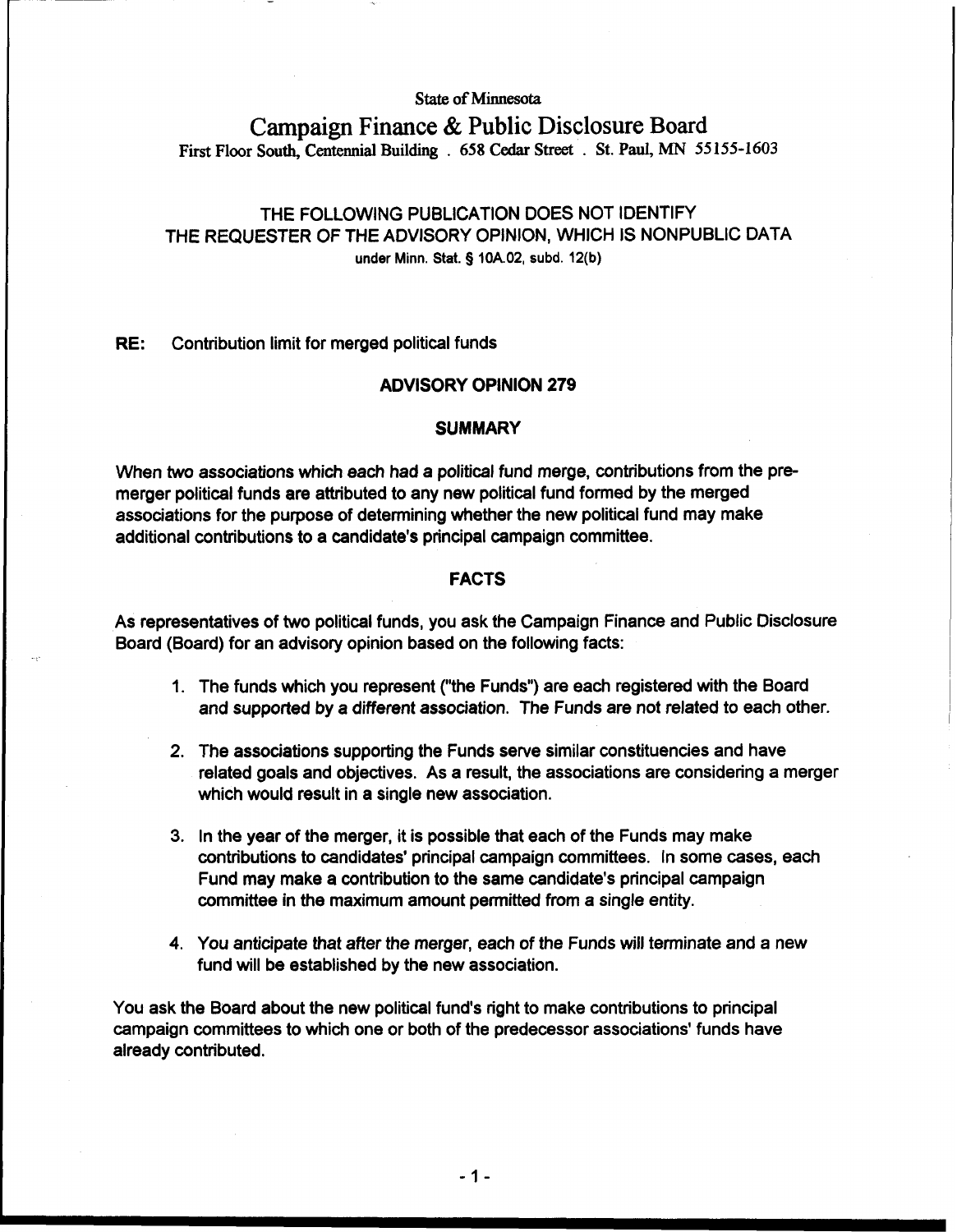State of Minnesota

# Campaign Finance & Public Disclosure Board

First Floor South, Centennial Building . 658 Cedar Street . St. Paul, MN 55155-1603

THE FOLLOWING PUBLICATION DOES NOT IDENTIFY THE REQUESTER OF THE ADVISORY OPINION, WHICH IS NONPUBLIC DATA under Minn. Stat. § 10A.02, subd. 12(b)

**RE:** Contribution limit for merged political funds

## ADVISORY OPINION 279

### SUMMARY

When two associations which each had a political fund merge, contributions from the pre-merger political funds are attributed to any new political fund formed by the merged associations for the purpose of determining whether the new political fund may make additional contributions to a candidate's principal campaign committee.

### FACTS

As representatives of two political funds, you ask the Campaign Finance and Public Disclosure Board (Board) for an advisory opinion based on the following facts:

1. The funds which you represent ("the Funds") are each registered with the Board and supported by a different association. The Funds are not related to each other.
2. The associations supporting the Funds serve similar constituencies and have related goals and objectives. As a result, the associations are considering a merger which would result in a single new association.
3. In the year of the merger, it is possible that each of the Funds may make contributions to candidates' principal campaign committees. In some cases, each Fund may make a contribution to the same candidate's principal campaign committee in the maximum amount permitted from a single entity.
4. You anticipate that after the merger, each of the Funds will terminate and a new fund will be established by the new association.

You ask the Board about the new political fund's right to make contributions to principal campaign committees to which one or both of the predecessor associations' funds have already contributed.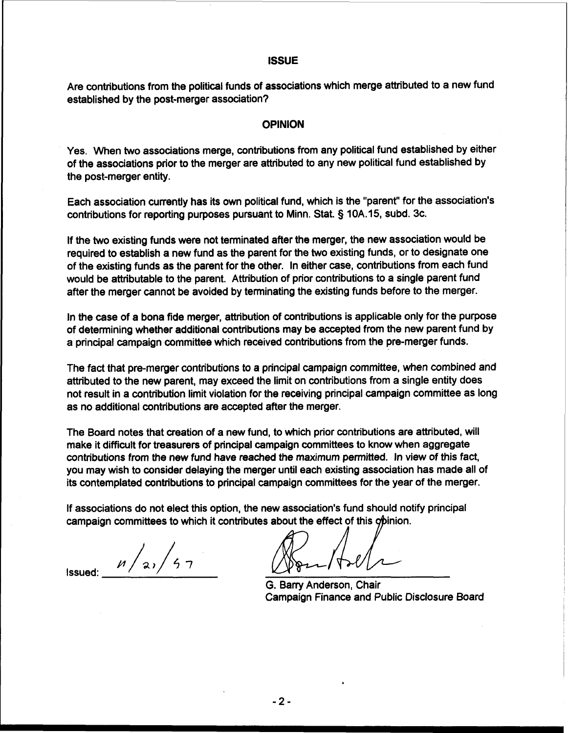## ISSUE

Are contributions from the political funds of associations which merge attributed to a new fund established by the post-merger association?

## OPINION

Yes. When two associations merge, contributions from any political fund established by either of the associations prior to the merger are attributed to any new political fund established by the post-merger entity.

Each association currently has its own political fund, which is the "parent" for the association's contributions for reporting purposes pursuant to Minn. Stat. § 10A.15, subd. 3c.

If the two existing funds were not terminated after the merger, the new association would be required to establish a new fund as the parent for the two existing funds, or to designate one of the existing funds as the parent for the other. In either case, contributions from each fund would be attributable to the parent. Attribution of prior contributions to a single parent fund after the merger cannot be avoided by terminating the existing funds before to the merger.

In the case of a bona fide merger, attribution of contributions is applicable only for the purpose of determining whether additional contributions may be accepted from the new parent fund by a principal campaign committee which received contributions from the pre-merger funds.

The fact that pre-merger contributions to a principal campaign committee, when combined and attributed to the new parent, may exceed the limit on contributions from a single entity does not result in a contribution limit violation for the receiving principal campaign committee as long as no additional contributions are accepted after the merger.

The Board notes that creation of a new fund, to which prior contributions are attributed, will make it difficult for treasurers of principal campaign committees to know when aggregate contributions from the new fund have reached the maximum permitted. In view of this fact, you may wish to consider delaying the merger until each existing association has made all of its contemplated contributions to principal campaign committees for the year of the merger.

If associations do not elect this option, the new association's fund should notify principal campaign committees to which it contributes about the effect of this opinion.

Issued: 11/21/97

G. Barry Anderson, Chair
Campaign Finance and Public Disclosure Board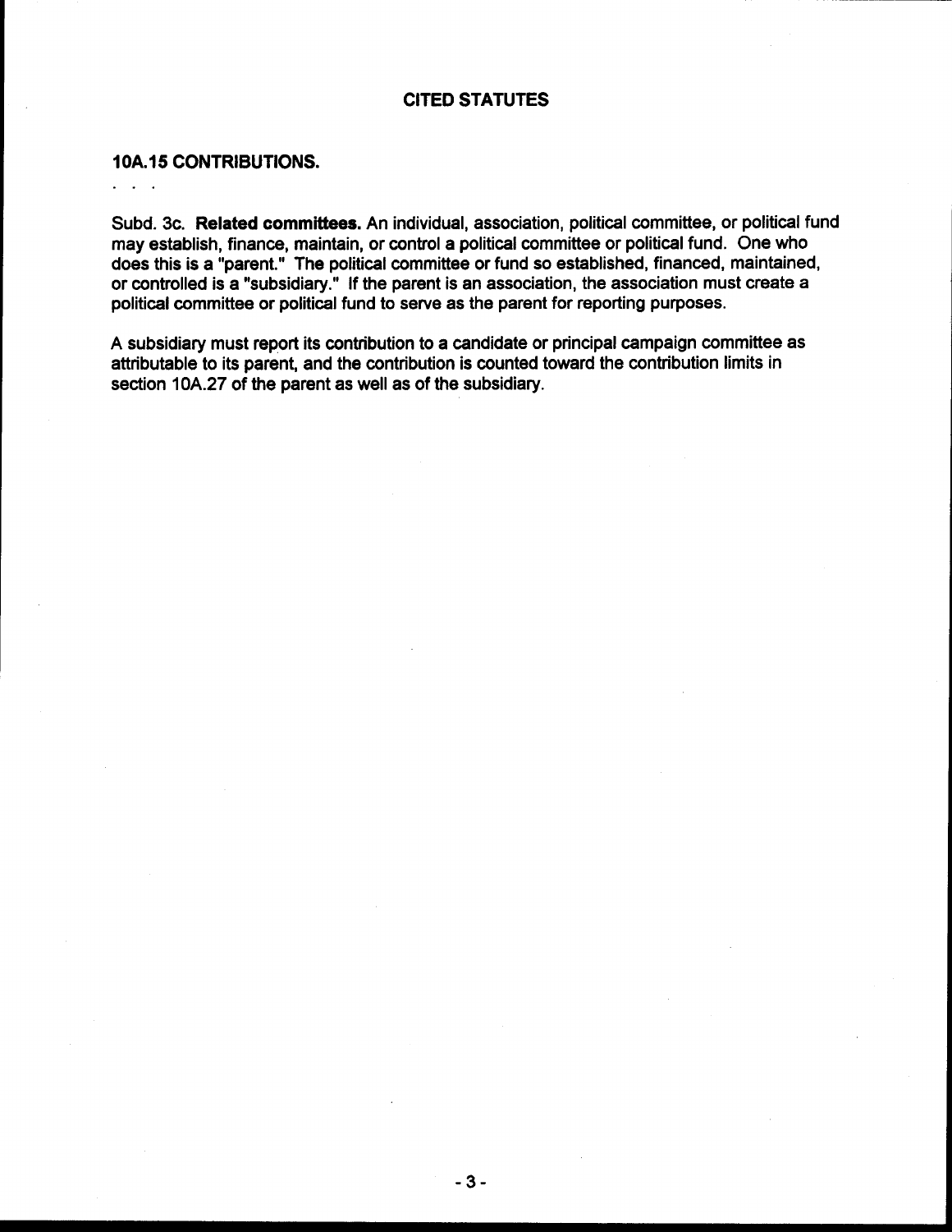## CITED STATUTES

### 10A.15 CONTRIBUTIONS.

. . .

Subd. 3c. **Related committees.** An individual, association, political committee, or political fund may establish, finance, maintain, or control a political committee or political fund. One who does this is a "parent." The political committee or fund so established, financed, maintained, or controlled is a "subsidiary." If the parent is an association, the association must create a political committee or political fund to serve as the parent for reporting purposes.

A subsidiary must report its contribution to a candidate or principal campaign committee as attributable to its parent, and the contribution is counted toward the contribution limits in section 10A.27 of the parent as well as of the subsidiary.